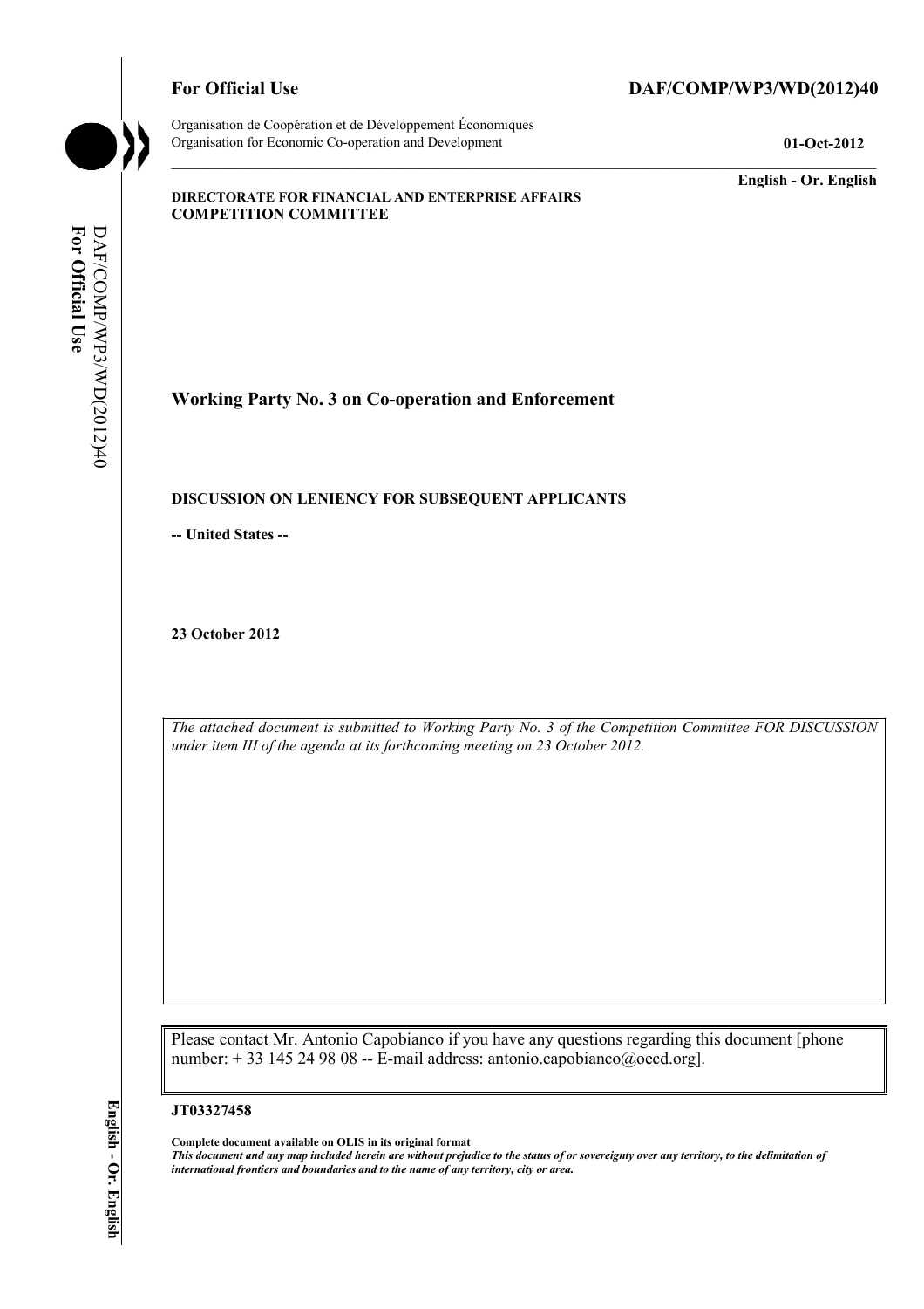**For Official Use** **DAF/COMP/WP3/WD(2012)40**

Organisation de Coopération et de Développement Économiques
Organisation for Economic Co-operation and Development **01-Oct-2012**

**English - Or. English**

**DIRECTORATE FOR FINANCIAL AND ENTERPRISE AFFAIRS**
**COMPETITION COMMITTEE**

# Working Party No. 3 on Co-operation and Enforcement

**DISCUSSION ON LENIENCY FOR SUBSEQUENT APPLICANTS**

**-- United States --**

**23 October 2012**

*The attached document is submitted to Working Party No. 3 of the Competition Committee FOR DISCUSSION under item III of the agenda at its forthcoming meeting on 23 October 2012.*

Please contact Mr. Antonio Capobianco if you have any questions regarding this document [phone number: + 33 145 24 98 08 -- E-mail address: antonio.capobianco@oecd.org].

**JT03327458**

**Complete document available on OLIS in its original format**
***This document and any map included herein are without prejudice to the status of or sovereignty over any territory, to the delimitation of international frontiers and boundaries and to the name of any territory, city or area.***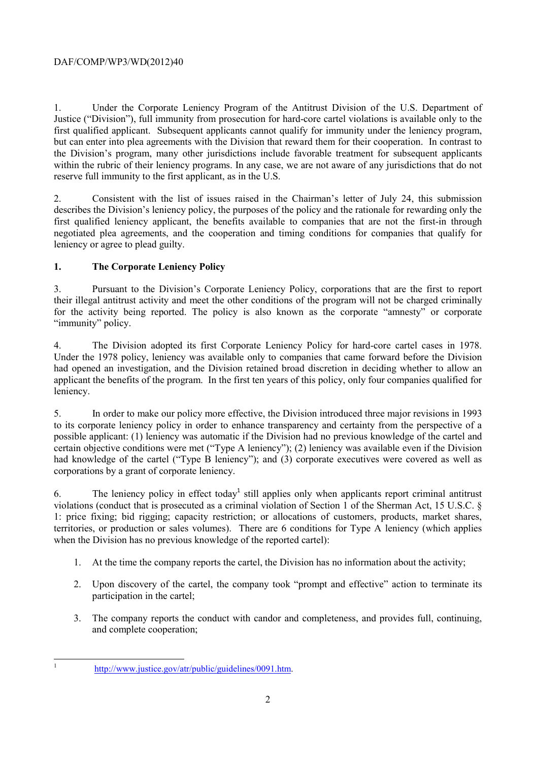1. Under the Corporate Leniency Program of the Antitrust Division of the U.S. Department of Justice ("Division"), full immunity from prosecution for hard-core cartel violations is available only to the first qualified applicant. Subsequent applicants cannot qualify for immunity under the leniency program, but can enter into plea agreements with the Division that reward them for their cooperation. In contrast to the Division's program, many other jurisdictions include favorable treatment for subsequent applicants within the rubric of their leniency programs. In any case, we are not aware of any jurisdictions that do not reserve full immunity to the first applicant, as in the U.S.

2. Consistent with the list of issues raised in the Chairman's letter of July 24, this submission describes the Division's leniency policy, the purposes of the policy and the rationale for rewarding only the first qualified leniency applicant, the benefits available to companies that are not the first-in through negotiated plea agreements, and the cooperation and timing conditions for companies that qualify for leniency or agree to plead guilty.

## 1. The Corporate Leniency Policy

3. Pursuant to the Division's Corporate Leniency Policy, corporations that are the first to report their illegal antitrust activity and meet the other conditions of the program will not be charged criminally for the activity being reported. The policy is also known as the corporate "amnesty" or corporate "immunity" policy.

4. The Division adopted its first Corporate Leniency Policy for hard-core cartel cases in 1978. Under the 1978 policy, leniency was available only to companies that came forward before the Division had opened an investigation, and the Division retained broad discretion in deciding whether to allow an applicant the benefits of the program. In the first ten years of this policy, only four companies qualified for leniency.

5. In order to make our policy more effective, the Division introduced three major revisions in 1993 to its corporate leniency policy in order to enhance transparency and certainty from the perspective of a possible applicant: (1) leniency was automatic if the Division had no previous knowledge of the cartel and certain objective conditions were met ("Type A leniency"); (2) leniency was available even if the Division had knowledge of the cartel ("Type B leniency"); and (3) corporate executives were covered as well as corporations by a grant of corporate leniency.

6. The leniency policy in effect today[1] still applies only when applicants report criminal antitrust violations (conduct that is prosecuted as a criminal violation of Section 1 of the Sherman Act, 15 U.S.C. § 1: price fixing; bid rigging; capacity restriction; or allocations of customers, products, market shares, territories, or production or sales volumes). There are 6 conditions for Type A leniency (which applies when the Division has no previous knowledge of the reported cartel):

1. At the time the company reports the cartel, the Division has no information about the activity;
2. Upon discovery of the cartel, the company took "prompt and effective" action to terminate its participation in the cartel;
3. The company reports the conduct with candor and completeness, and provides full, continuing, and complete cooperation;

---

[1] http://www.justice.gov/atr/public/guidelines/0091.htm.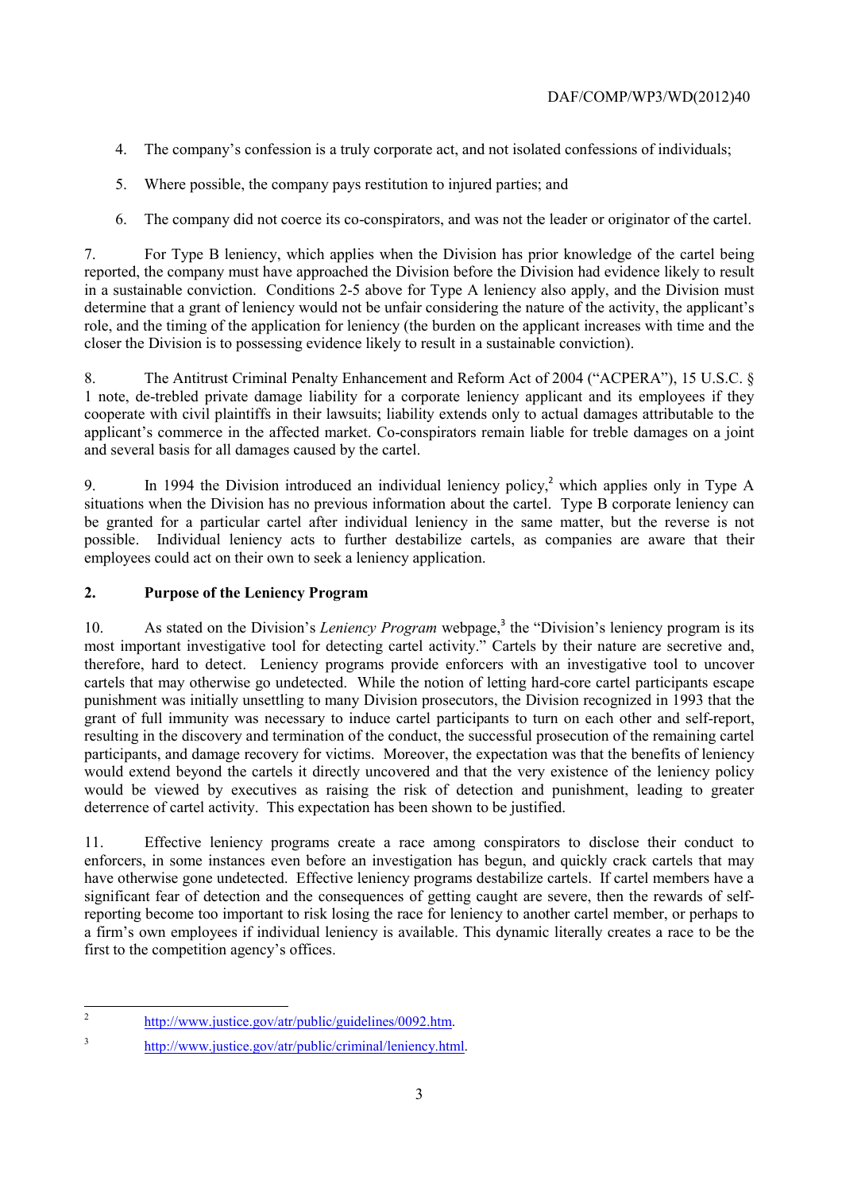4. The company's confession is a truly corporate act, and not isolated confessions of individuals;

5. Where possible, the company pays restitution to injured parties; and

6. The company did not coerce its co-conspirators, and was not the leader or originator of the cartel.

7. For Type B leniency, which applies when the Division has prior knowledge of the cartel being reported, the company must have approached the Division before the Division had evidence likely to result in a sustainable conviction. Conditions 2-5 above for Type A leniency also apply, and the Division must determine that a grant of leniency would not be unfair considering the nature of the activity, the applicant's role, and the timing of the application for leniency (the burden on the applicant increases with time and the closer the Division is to possessing evidence likely to result in a sustainable conviction).

8. The Antitrust Criminal Penalty Enhancement and Reform Act of 2004 ("ACPERA"), 15 U.S.C. § 1 note, de-trebled private damage liability for a corporate leniency applicant and its employees if they cooperate with civil plaintiffs in their lawsuits; liability extends only to actual damages attributable to the applicant's commerce in the affected market. Co-conspirators remain liable for treble damages on a joint and several basis for all damages caused by the cartel.

9. In 1994 the Division introduced an individual leniency policy,[2] which applies only in Type A situations when the Division has no previous information about the cartel. Type B corporate leniency can be granted for a particular cartel after individual leniency in the same matter, but the reverse is not possible. Individual leniency acts to further destabilize cartels, as companies are aware that their employees could act on their own to seek a leniency application.

## 2. Purpose of the Leniency Program

10. As stated on the Division's *Leniency Program* webpage,[3] the "Division's leniency program is its most important investigative tool for detecting cartel activity." Cartels by their nature are secretive and, therefore, hard to detect. Leniency programs provide enforcers with an investigative tool to uncover cartels that may otherwise go undetected. While the notion of letting hard-core cartel participants escape punishment was initially unsettling to many Division prosecutors, the Division recognized in 1993 that the grant of full immunity was necessary to induce cartel participants to turn on each other and self-report, resulting in the discovery and termination of the conduct, the successful prosecution of the remaining cartel participants, and damage recovery for victims. Moreover, the expectation was that the benefits of leniency would extend beyond the cartels it directly uncovered and that the very existence of the leniency policy would be viewed by executives as raising the risk of detection and punishment, leading to greater deterrence of cartel activity. This expectation has been shown to be justified.

11. Effective leniency programs create a race among conspirators to disclose their conduct to enforcers, in some instances even before an investigation has begun, and quickly crack cartels that may have otherwise gone undetected. Effective leniency programs destabilize cartels. If cartel members have a significant fear of detection and the consequences of getting caught are severe, then the rewards of self-reporting become too important to risk losing the race for leniency to another cartel member, or perhaps to a firm's own employees if individual leniency is available. This dynamic literally creates a race to be the first to the competition agency's offices.

---

[2] http://www.justice.gov/atr/public/guidelines/0092.htm.

[3] http://www.justice.gov/atr/public/criminal/leniency.html.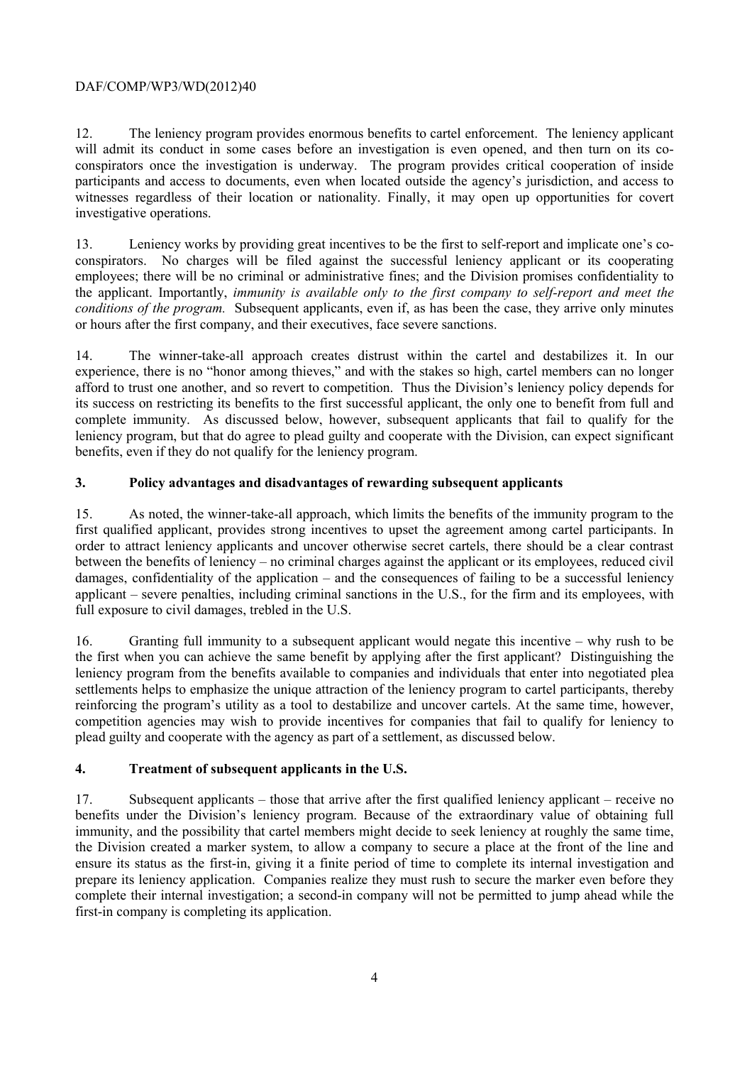12. The leniency program provides enormous benefits to cartel enforcement. The leniency applicant will admit its conduct in some cases before an investigation is even opened, and then turn on its co-conspirators once the investigation is underway. The program provides critical cooperation of inside participants and access to documents, even when located outside the agency's jurisdiction, and access to witnesses regardless of their location or nationality. Finally, it may open up opportunities for covert investigative operations.

13. Leniency works by providing great incentives to be the first to self-report and implicate one's co-conspirators. No charges will be filed against the successful leniency applicant or its cooperating employees; there will be no criminal or administrative fines; and the Division promises confidentiality to the applicant. Importantly, *immunity is available only to the first company to self-report and meet the conditions of the program.* Subsequent applicants, even if, as has been the case, they arrive only minutes or hours after the first company, and their executives, face severe sanctions.

14. The winner-take-all approach creates distrust within the cartel and destabilizes it. In our experience, there is no "honor among thieves," and with the stakes so high, cartel members can no longer afford to trust one another, and so revert to competition. Thus the Division's leniency policy depends for its success on restricting its benefits to the first successful applicant, the only one to benefit from full and complete immunity. As discussed below, however, subsequent applicants that fail to qualify for the leniency program, but that do agree to plead guilty and cooperate with the Division, can expect significant benefits, even if they do not qualify for the leniency program.

## 3. Policy advantages and disadvantages of rewarding subsequent applicants

15. As noted, the winner-take-all approach, which limits the benefits of the immunity program to the first qualified applicant, provides strong incentives to upset the agreement among cartel participants. In order to attract leniency applicants and uncover otherwise secret cartels, there should be a clear contrast between the benefits of leniency – no criminal charges against the applicant or its employees, reduced civil damages, confidentiality of the application – and the consequences of failing to be a successful leniency applicant – severe penalties, including criminal sanctions in the U.S., for the firm and its employees, with full exposure to civil damages, trebled in the U.S.

16. Granting full immunity to a subsequent applicant would negate this incentive – why rush to be the first when you can achieve the same benefit by applying after the first applicant? Distinguishing the leniency program from the benefits available to companies and individuals that enter into negotiated plea settlements helps to emphasize the unique attraction of the leniency program to cartel participants, thereby reinforcing the program's utility as a tool to destabilize and uncover cartels. At the same time, however, competition agencies may wish to provide incentives for companies that fail to qualify for leniency to plead guilty and cooperate with the agency as part of a settlement, as discussed below.

## 4. Treatment of subsequent applicants in the U.S.

17. Subsequent applicants – those that arrive after the first qualified leniency applicant – receive no benefits under the Division's leniency program. Because of the extraordinary value of obtaining full immunity, and the possibility that cartel members might decide to seek leniency at roughly the same time, the Division created a marker system, to allow a company to secure a place at the front of the line and ensure its status as the first-in, giving it a finite period of time to complete its internal investigation and prepare its leniency application. Companies realize they must rush to secure the marker even before they complete their internal investigation; a second-in company will not be permitted to jump ahead while the first-in company is completing its application.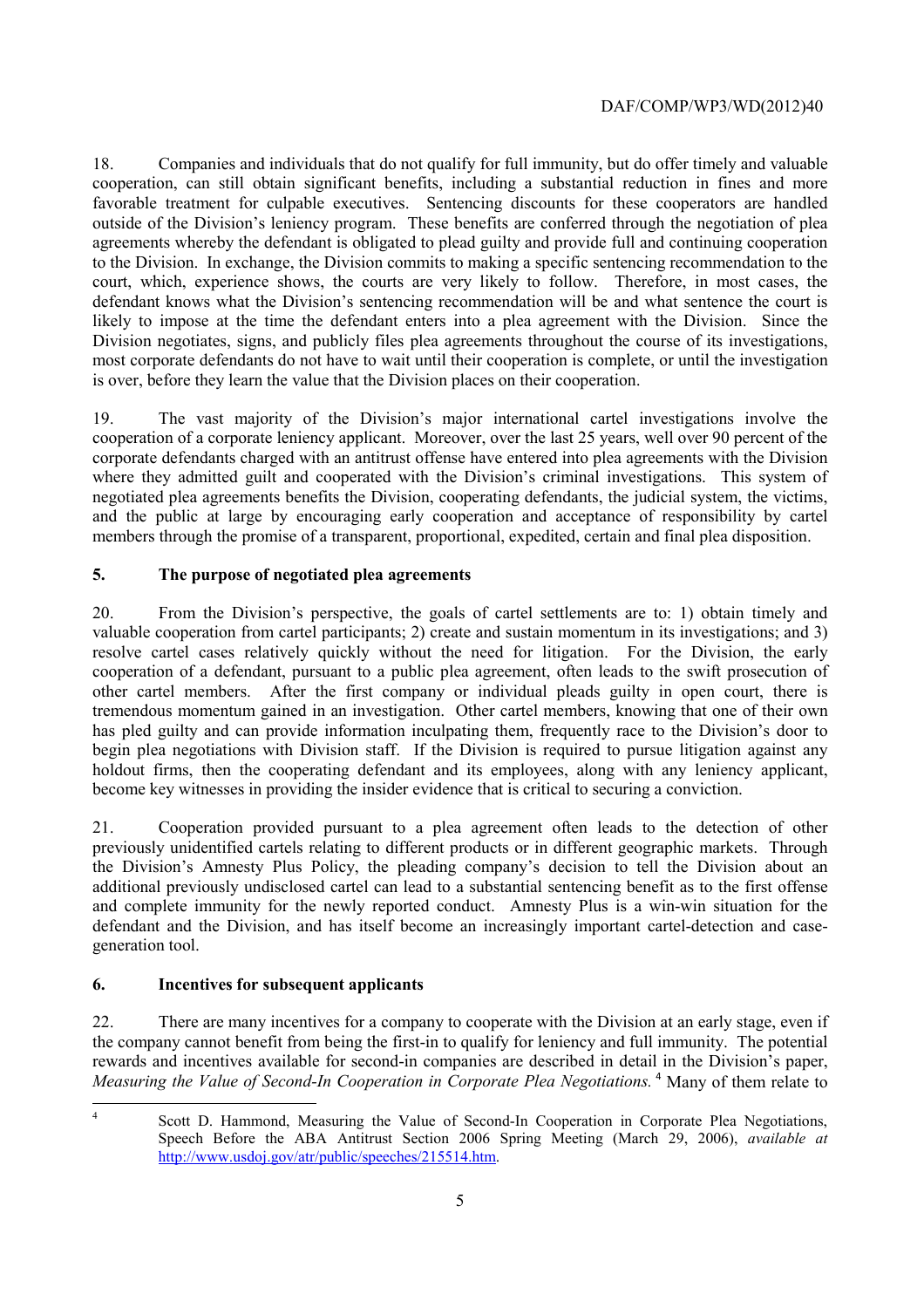18. Companies and individuals that do not qualify for full immunity, but do offer timely and valuable cooperation, can still obtain significant benefits, including a substantial reduction in fines and more favorable treatment for culpable executives. Sentencing discounts for these cooperators are handled outside of the Division's leniency program. These benefits are conferred through the negotiation of plea agreements whereby the defendant is obligated to plead guilty and provide full and continuing cooperation to the Division. In exchange, the Division commits to making a specific sentencing recommendation to the court, which, experience shows, the courts are very likely to follow. Therefore, in most cases, the defendant knows what the Division's sentencing recommendation will be and what sentence the court is likely to impose at the time the defendant enters into a plea agreement with the Division. Since the Division negotiates, signs, and publicly files plea agreements throughout the course of its investigations, most corporate defendants do not have to wait until their cooperation is complete, or until the investigation is over, before they learn the value that the Division places on their cooperation.

19. The vast majority of the Division's major international cartel investigations involve the cooperation of a corporate leniency applicant. Moreover, over the last 25 years, well over 90 percent of the corporate defendants charged with an antitrust offense have entered into plea agreements with the Division where they admitted guilt and cooperated with the Division's criminal investigations. This system of negotiated plea agreements benefits the Division, cooperating defendants, the judicial system, the victims, and the public at large by encouraging early cooperation and acceptance of responsibility by cartel members through the promise of a transparent, proportional, expedited, certain and final plea disposition.

## 5. The purpose of negotiated plea agreements

20. From the Division's perspective, the goals of cartel settlements are to: 1) obtain timely and valuable cooperation from cartel participants; 2) create and sustain momentum in its investigations; and 3) resolve cartel cases relatively quickly without the need for litigation. For the Division, the early cooperation of a defendant, pursuant to a public plea agreement, often leads to the swift prosecution of other cartel members. After the first company or individual pleads guilty in open court, there is tremendous momentum gained in an investigation. Other cartel members, knowing that one of their own has pled guilty and can provide information inculpating them, frequently race to the Division's door to begin plea negotiations with Division staff. If the Division is required to pursue litigation against any holdout firms, then the cooperating defendant and its employees, along with any leniency applicant, become key witnesses in providing the insider evidence that is critical to securing a conviction.

21. Cooperation provided pursuant to a plea agreement often leads to the detection of other previously unidentified cartels relating to different products or in different geographic markets. Through the Division's Amnesty Plus Policy, the pleading company's decision to tell the Division about an additional previously undisclosed cartel can lead to a substantial sentencing benefit as to the first offense and complete immunity for the newly reported conduct. Amnesty Plus is a win-win situation for the defendant and the Division, and has itself become an increasingly important cartel-detection and case-generation tool.

## 6. Incentives for subsequent applicants

22. There are many incentives for a company to cooperate with the Division at an early stage, even if the company cannot benefit from being the first-in to qualify for leniency and full immunity. The potential rewards and incentives available for second-in companies are described in detail in the Division's paper, *Measuring the Value of Second-In Cooperation in Corporate Plea Negotiations.* [4] Many of them relate to

---

[4] Scott D. Hammond, Measuring the Value of Second-In Cooperation in Corporate Plea Negotiations, Speech Before the ABA Antitrust Section 2006 Spring Meeting (March 29, 2006), *available at* http://www.usdoj.gov/atr/public/speeches/215514.htm.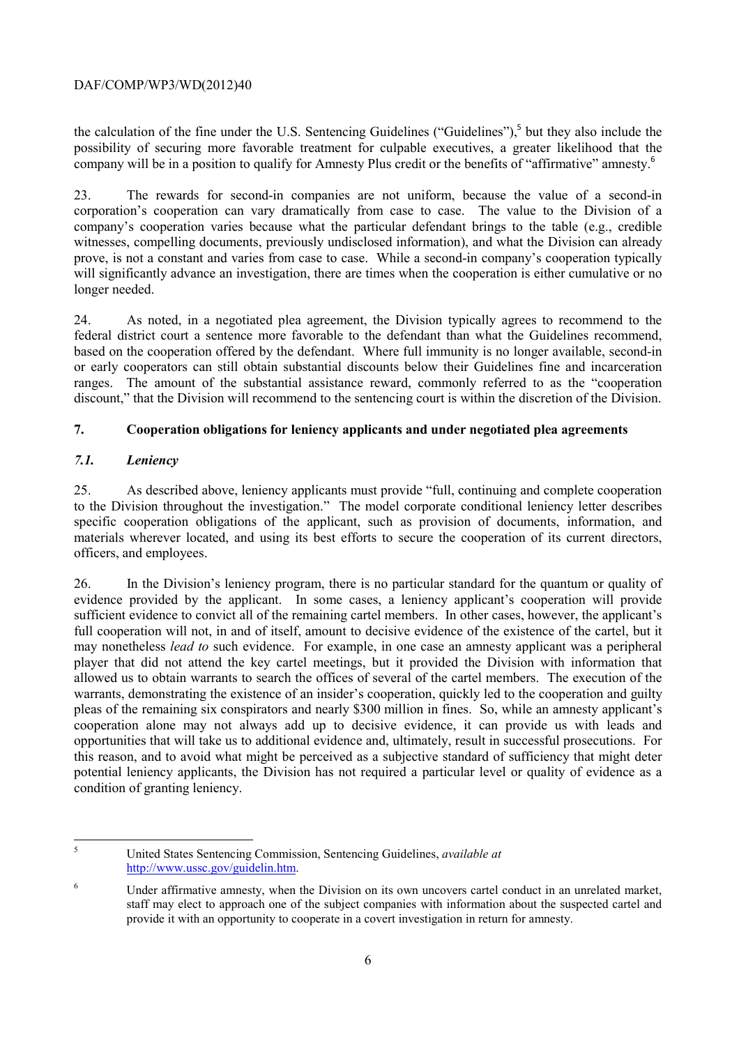the calculation of the fine under the U.S. Sentencing Guidelines ("Guidelines"),[5] but they also include the possibility of securing more favorable treatment for culpable executives, a greater likelihood that the company will be in a position to qualify for Amnesty Plus credit or the benefits of "affirmative" amnesty.[6]

23. The rewards for second-in companies are not uniform, because the value of a second-in corporation's cooperation can vary dramatically from case to case. The value to the Division of a company's cooperation varies because what the particular defendant brings to the table (e.g., credible witnesses, compelling documents, previously undisclosed information), and what the Division can already prove, is not a constant and varies from case to case. While a second-in company's cooperation typically will significantly advance an investigation, there are times when the cooperation is either cumulative or no longer needed.

24. As noted, in a negotiated plea agreement, the Division typically agrees to recommend to the federal district court a sentence more favorable to the defendant than what the Guidelines recommend, based on the cooperation offered by the defendant. Where full immunity is no longer available, second-in or early cooperators can still obtain substantial discounts below their Guidelines fine and incarceration ranges. The amount of the substantial assistance reward, commonly referred to as the "cooperation discount," that the Division will recommend to the sentencing court is within the discretion of the Division.

## 7. Cooperation obligations for leniency applicants and under negotiated plea agreements

### *7.1. Leniency*

25. As described above, leniency applicants must provide "full, continuing and complete cooperation to the Division throughout the investigation." The model corporate conditional leniency letter describes specific cooperation obligations of the applicant, such as provision of documents, information, and materials wherever located, and using its best efforts to secure the cooperation of its current directors, officers, and employees.

26. In the Division's leniency program, there is no particular standard for the quantum or quality of evidence provided by the applicant. In some cases, a leniency applicant's cooperation will provide sufficient evidence to convict all of the remaining cartel members. In other cases, however, the applicant's full cooperation will not, in and of itself, amount to decisive evidence of the existence of the cartel, but it may nonetheless *lead to* such evidence. For example, in one case an amnesty applicant was a peripheral player that did not attend the key cartel meetings, but it provided the Division with information that allowed us to obtain warrants to search the offices of several of the cartel members. The execution of the warrants, demonstrating the existence of an insider's cooperation, quickly led to the cooperation and guilty pleas of the remaining six conspirators and nearly $300 million in fines. So, while an amnesty applicant's cooperation alone may not always add up to decisive evidence, it can provide us with leads and opportunities that will take us to additional evidence and, ultimately, result in successful prosecutions. For this reason, and to avoid what might be perceived as a subjective standard of sufficiency that might deter potential leniency applicants, the Division has not required a particular level or quality of evidence as a condition of granting leniency.

---

[5] United States Sentencing Commission, Sentencing Guidelines, *available at* http://www.ussc.gov/guidelin.htm.

[6] Under affirmative amnesty, when the Division on its own uncovers cartel conduct in an unrelated market, staff may elect to approach one of the subject companies with information about the suspected cartel and provide it with an opportunity to cooperate in a covert investigation in return for amnesty.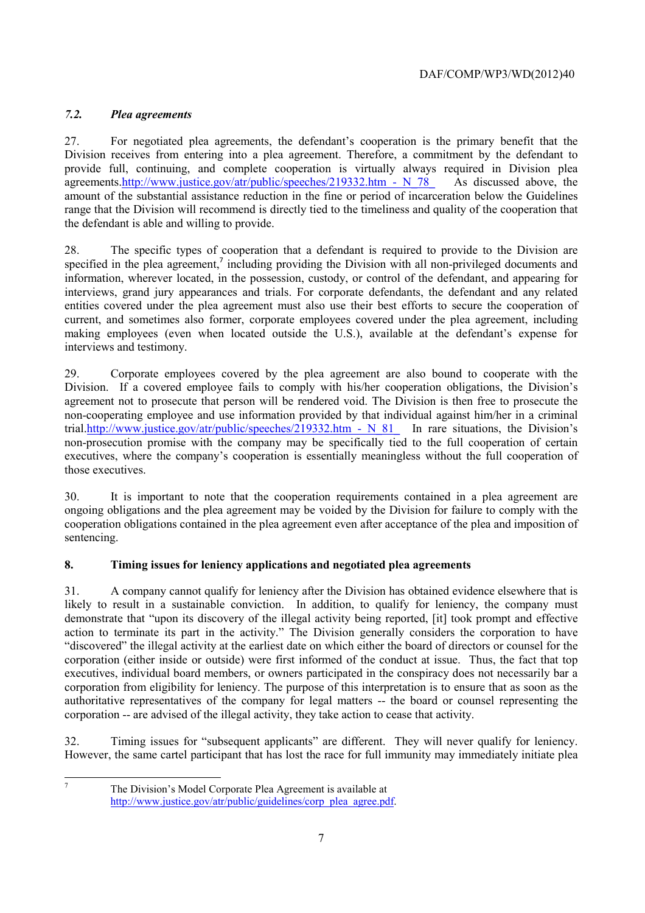### *7.2. Plea agreements*

27. For negotiated plea agreements, the defendant's cooperation is the primary benefit that the Division receives from entering into a plea agreement. Therefore, a commitment by the defendant to provide full, continuing, and complete cooperation is virtually always required in Division plea agreements.http://www.justice.gov/atr/public/speeches/219332.htm - N 78 As discussed above, the amount of the substantial assistance reduction in the fine or period of incarceration below the Guidelines range that the Division will recommend is directly tied to the timeliness and quality of the cooperation that the defendant is able and willing to provide.

28. The specific types of cooperation that a defendant is required to provide to the Division are specified in the plea agreement,[7] including providing the Division with all non-privileged documents and information, wherever located, in the possession, custody, or control of the defendant, and appearing for interviews, grand jury appearances and trials. For corporate defendants, the defendant and any related entities covered under the plea agreement must also use their best efforts to secure the cooperation of current, and sometimes also former, corporate employees covered under the plea agreement, including making employees (even when located outside the U.S.), available at the defendant's expense for interviews and testimony.

29. Corporate employees covered by the plea agreement are also bound to cooperate with the Division. If a covered employee fails to comply with his/her cooperation obligations, the Division's agreement not to prosecute that person will be rendered void. The Division is then free to prosecute the non-cooperating employee and use information provided by that individual against him/her in a criminal trial.http://www.justice.gov/atr/public/speeches/219332.htm - N 81 In rare situations, the Division's non-prosecution promise with the company may be specifically tied to the full cooperation of certain executives, where the company's cooperation is essentially meaningless without the full cooperation of those executives.

30. It is important to note that the cooperation requirements contained in a plea agreement are ongoing obligations and the plea agreement may be voided by the Division for failure to comply with the cooperation obligations contained in the plea agreement even after acceptance of the plea and imposition of sentencing.

## 8. Timing issues for leniency applications and negotiated plea agreements

31. A company cannot qualify for leniency after the Division has obtained evidence elsewhere that is likely to result in a sustainable conviction. In addition, to qualify for leniency, the company must demonstrate that "upon its discovery of the illegal activity being reported, [it] took prompt and effective action to terminate its part in the activity." The Division generally considers the corporation to have "discovered" the illegal activity at the earliest date on which either the board of directors or counsel for the corporation (either inside or outside) were first informed of the conduct at issue. Thus, the fact that top executives, individual board members, or owners participated in the conspiracy does not necessarily bar a corporation from eligibility for leniency. The purpose of this interpretation is to ensure that as soon as the authoritative representatives of the company for legal matters -- the board or counsel representing the corporation -- are advised of the illegal activity, they take action to cease that activity.

32. Timing issues for "subsequent applicants" are different. They will never qualify for leniency. However, the same cartel participant that has lost the race for full immunity may immediately initiate plea

---

[7] The Division's Model Corporate Plea Agreement is available at http://www.justice.gov/atr/public/guidelines/corp_plea_agree.pdf.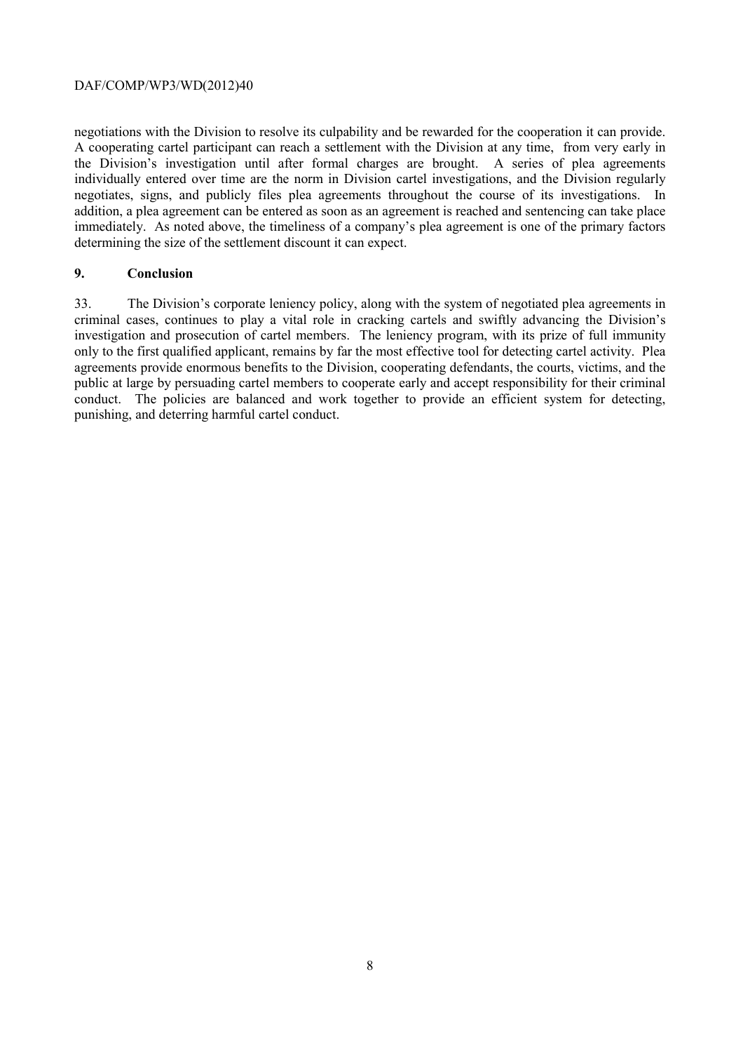negotiations with the Division to resolve its culpability and be rewarded for the cooperation it can provide. A cooperating cartel participant can reach a settlement with the Division at any time, from very early in the Division's investigation until after formal charges are brought. A series of plea agreements individually entered over time are the norm in Division cartel investigations, and the Division regularly negotiates, signs, and publicly files plea agreements throughout the course of its investigations. In addition, a plea agreement can be entered as soon as an agreement is reached and sentencing can take place immediately. As noted above, the timeliness of a company's plea agreement is one of the primary factors determining the size of the settlement discount it can expect.

## 9. Conclusion

33. The Division's corporate leniency policy, along with the system of negotiated plea agreements in criminal cases, continues to play a vital role in cracking cartels and swiftly advancing the Division's investigation and prosecution of cartel members. The leniency program, with its prize of full immunity only to the first qualified applicant, remains by far the most effective tool for detecting cartel activity. Plea agreements provide enormous benefits to the Division, cooperating defendants, the courts, victims, and the public at large by persuading cartel members to cooperate early and accept responsibility for their criminal conduct. The policies are balanced and work together to provide an efficient system for detecting, punishing, and deterring harmful cartel conduct.